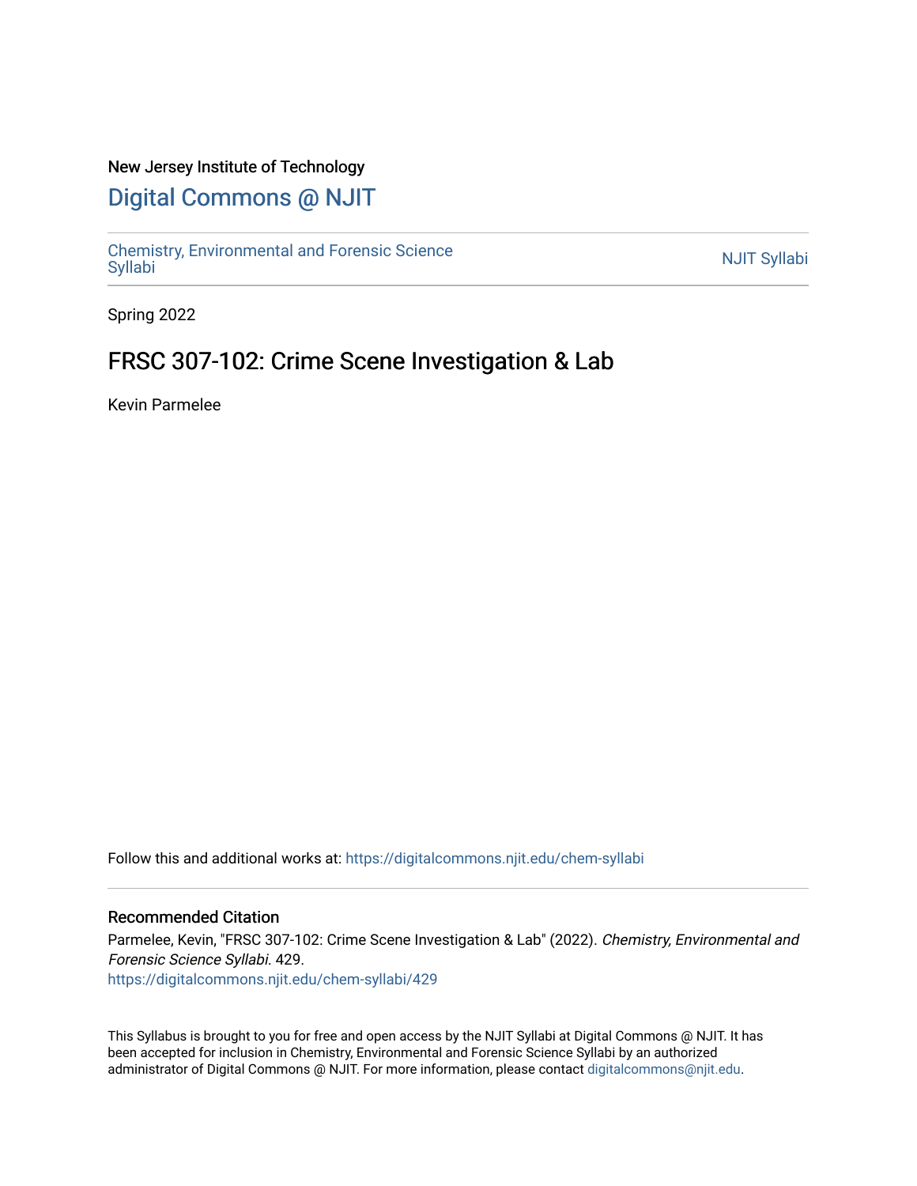New Jersey Institute of Technology

# Digital Commons @ NJIT

Chemistry, Environmental and Forensic Science Syllabi

NJIT Syllabi

Spring 2022

## FRSC 307-102: Crime Scene Investigation & Lab

Kevin Parmelee

Follow this and additional works at: https://digitalcommons.njit.edu/chem-syllabi

### Recommended Citation

Parmelee, Kevin, "FRSC 307-102: Crime Scene Investigation & Lab" (2022). *Chemistry, Environmental and Forensic Science Syllabi*. 429.
https://digitalcommons.njit.edu/chem-syllabi/429

This Syllabus is brought to you for free and open access by the NJIT Syllabi at Digital Commons @ NJIT. It has been accepted for inclusion in Chemistry, Environmental and Forensic Science Syllabi by an authorized administrator of Digital Commons @ NJIT. For more information, please contact digitalcommons@njit.edu.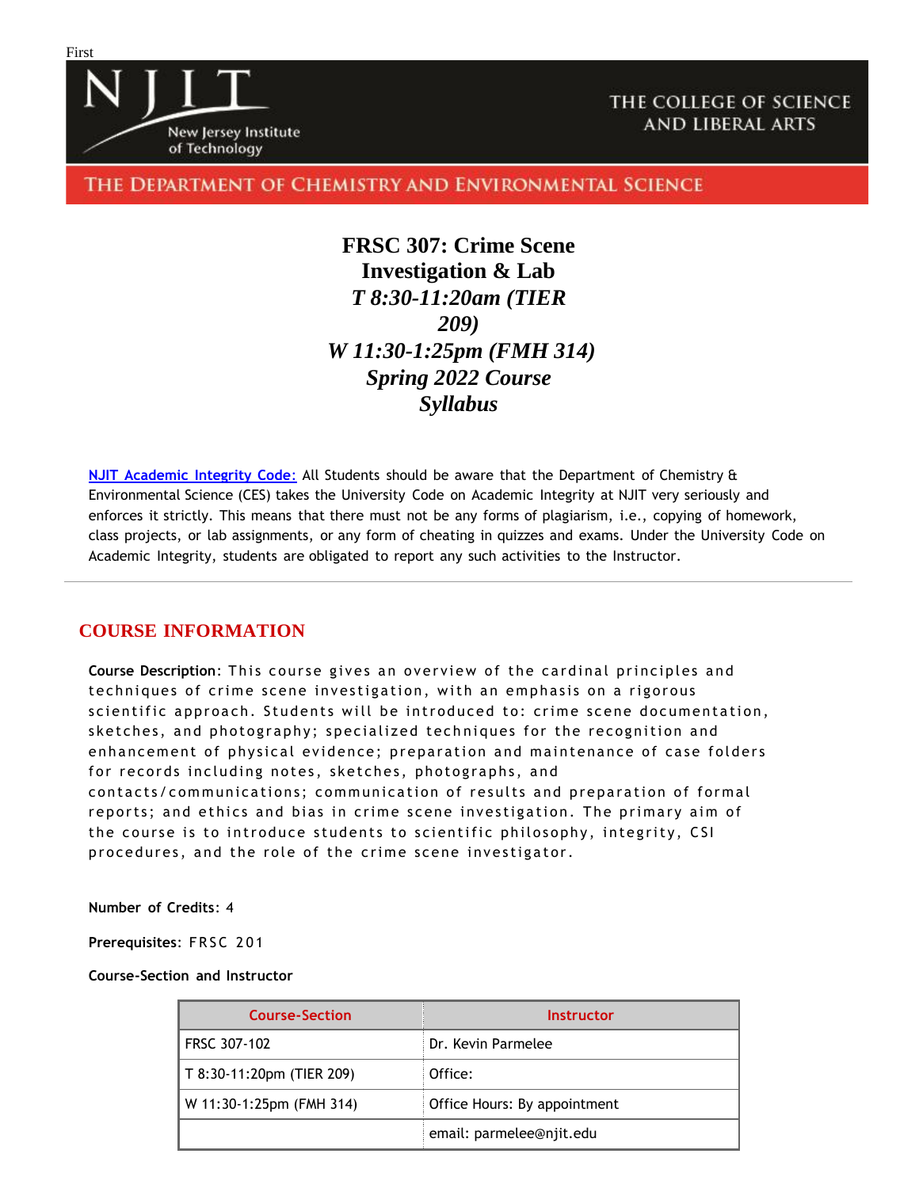First

NJIT New Jersey Institute of Technology

THE COLLEGE OF SCIENCE AND LIBERAL ARTS

THE DEPARTMENT OF CHEMISTRY AND ENVIRONMENTAL SCIENCE

# FRSC 307: Crime Scene Investigation & Lab

## *T 8:30-11:20am (TIER 209)*
## *W 11:30-1:25pm (FMH 314)*
## *Spring 2022 Course Syllabus*

[NJIT Academic Integrity Code:]() All Students should be aware that the Department of Chemistry & Environmental Science (CES) takes the University Code on Academic Integrity at NJIT very seriously and enforces it strictly. This means that there must not be any forms of plagiarism, i.e., copying of homework, class projects, or lab assignments, or any form of cheating in quizzes and exams. Under the University Code on Academic Integrity, students are obligated to report any such activities to the Instructor.

---

## COURSE INFORMATION

**Course Description**: This course gives an overview of the cardinal principles and techniques of crime scene investigation, with an emphasis on a rigorous scientific approach. Students will be introduced to: crime scene documentation, sketches, and photography; specialized techniques for the recognition and enhancement of physical evidence; preparation and maintenance of case folders for records including notes, sketches, photographs, and contacts/communications; communication of results and preparation of formal reports; and ethics and bias in crime scene investigation. The primary aim of the course is to introduce students to scientific philosophy, integrity, CSI procedures, and the role of the crime scene investigator.

**Number of Credits**: 4

**Prerequisites**: FRSC 201

**Course-Section and Instructor**

| Course-Section | Instructor |
|---|---|
| FRSC 307-102 | Dr. Kevin Parmelee |
| T 8:30-11:20pm (TIER 209) | Office: |
| W 11:30-1:25pm (FMH 314) | Office Hours: By appointment |
| | email: parmelee@njit.edu |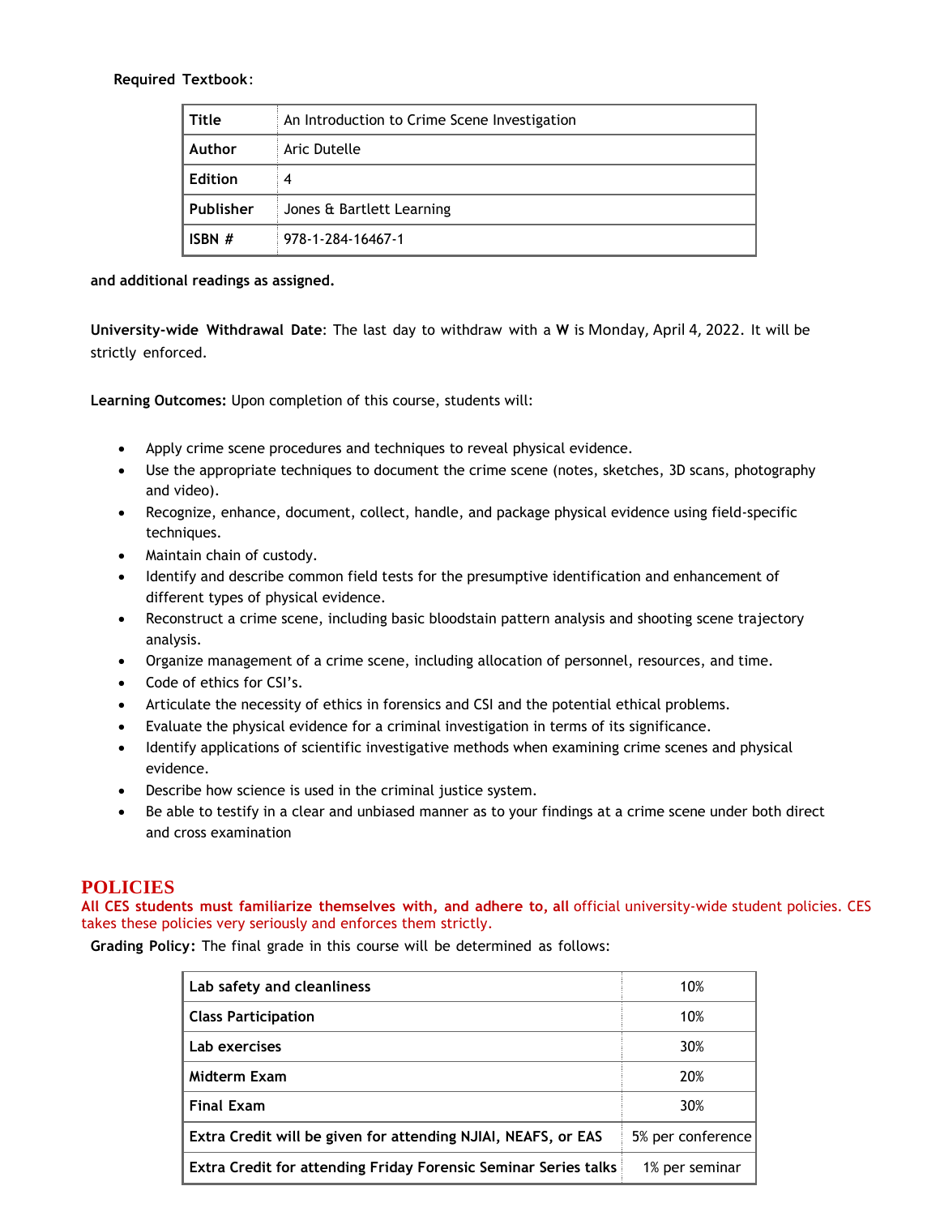**Required Textbook**:

| Title | An Introduction to Crime Scene Investigation |
|---|---|
| Author | Aric Dutelle |
| Edition | 4 |
| Publisher | Jones & Bartlett Learning |
| ISBN # | 978-1-284-16467-1 |

**and additional readings as assigned.**

**University-wide Withdrawal Date**: The last day to withdraw with a **W** is Monday, April 4, 2022. It will be strictly enforced.

**Learning Outcomes:** Upon completion of this course, students will:

- Apply crime scene procedures and techniques to reveal physical evidence.
- Use the appropriate techniques to document the crime scene (notes, sketches, 3D scans, photography and video).
- Recognize, enhance, document, collect, handle, and package physical evidence using field-specific techniques.
- Maintain chain of custody.
- Identify and describe common field tests for the presumptive identification and enhancement of different types of physical evidence.
- Reconstruct a crime scene, including basic bloodstain pattern analysis and shooting scene trajectory analysis.
- Organize management of a crime scene, including allocation of personnel, resources, and time.
- Code of ethics for CSI's.
- Articulate the necessity of ethics in forensics and CSI and the potential ethical problems.
- Evaluate the physical evidence for a criminal investigation in terms of its significance.
- Identify applications of scientific investigative methods when examining crime scenes and physical evidence.
- Describe how science is used in the criminal justice system.
- Be able to testify in a clear and unbiased manner as to your findings at a crime scene under both direct and cross examination

## POLICIES

**All CES students must familiarize themselves with, and adhere to, all** official university-wide student policies. CES takes these policies very seriously and enforces them strictly.

**Grading Policy:** The final grade in this course will be determined as follows:

| Component | Weight |
|---|---|
| **Lab safety and cleanliness** | 10% |
| **Class Participation** | 10% |
| **Lab exercises** | 30% |
| **Midterm Exam** | 20% |
| **Final Exam** | 30% |
| **Extra Credit will be given for attending NJIAI, NEAFS, or EAS** | 5% per conference |
| **Extra Credit for attending Friday Forensic Seminar Series talks** | 1% per seminar |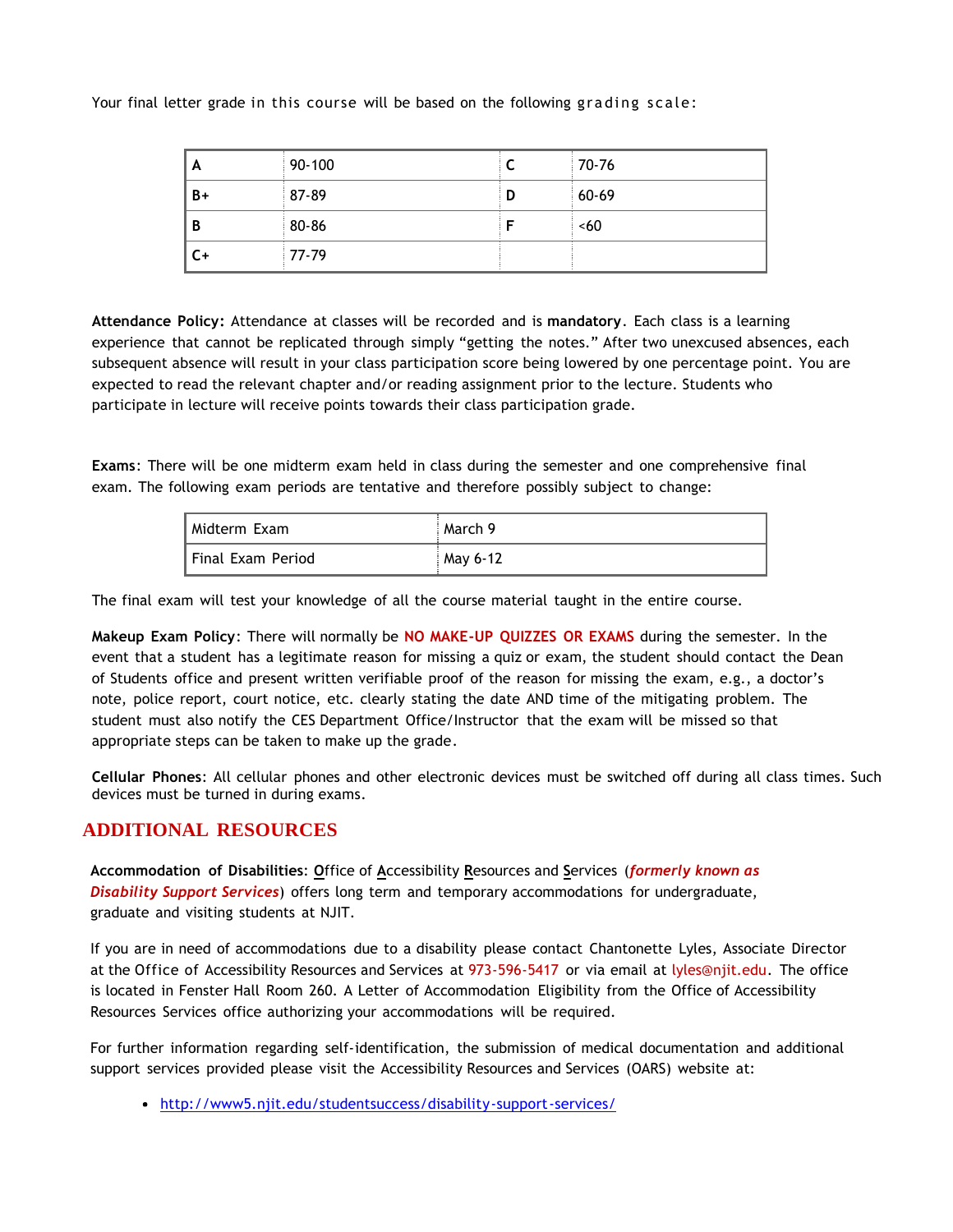Your final letter grade in this course will be based on the following grading scale:

| A | 90-100 | C | 70-76 |
|---|---|---|---|
| B+ | 87-89 | D | 60-69 |
| B | 80-86 | F | <60 |
| C+ | 77-79 | | |

**Attendance Policy:** Attendance at classes will be recorded and is **mandatory**. Each class is a learning experience that cannot be replicated through simply "getting the notes." After two unexcused absences, each subsequent absence will result in your class participation score being lowered by one percentage point. You are expected to read the relevant chapter and/or reading assignment prior to the lecture. Students who participate in lecture will receive points towards their class participation grade.

**Exams**: There will be one midterm exam held in class during the semester and one comprehensive final exam. The following exam periods are tentative and therefore possibly subject to change:

| Midterm Exam | March 9 |
|---|---|
| Final Exam Period | May 6-12 |

The final exam will test your knowledge of all the course material taught in the entire course.

**Makeup Exam Policy**: There will normally be **NO MAKE-UP QUIZZES OR EXAMS** during the semester. In the event that a student has a legitimate reason for missing a quiz or exam, the student should contact the Dean of Students office and present written verifiable proof of the reason for missing the exam, e.g., a doctor's note, police report, court notice, etc. clearly stating the date AND time of the mitigating problem. The student must also notify the CES Department Office/Instructor that the exam will be missed so that appropriate steps can be taken to make up the grade.

**Cellular Phones**: All cellular phones and other electronic devices must be switched off during all class times. Such devices must be turned in during exams.

## ADDITIONAL RESOURCES

**Accommodation of Disabilities**: Office of Accessibility Resources and Services (***formerly known as Disability Support Services***) offers long term and temporary accommodations for undergraduate, graduate and visiting students at NJIT.

If you are in need of accommodations due to a disability please contact Chantonette Lyles, Associate Director at the Office of Accessibility Resources and Services at 973-596-5417 or via email at lyles@njit.edu. The office is located in Fenster Hall Room 260. A Letter of Accommodation Eligibility from the Office of Accessibility Resources Services office authorizing your accommodations will be required.

For further information regarding self-identification, the submission of medical documentation and additional support services provided please visit the Accessibility Resources and Services (OARS) website at:

- http://www5.njit.edu/studentsuccess/disability-support-services/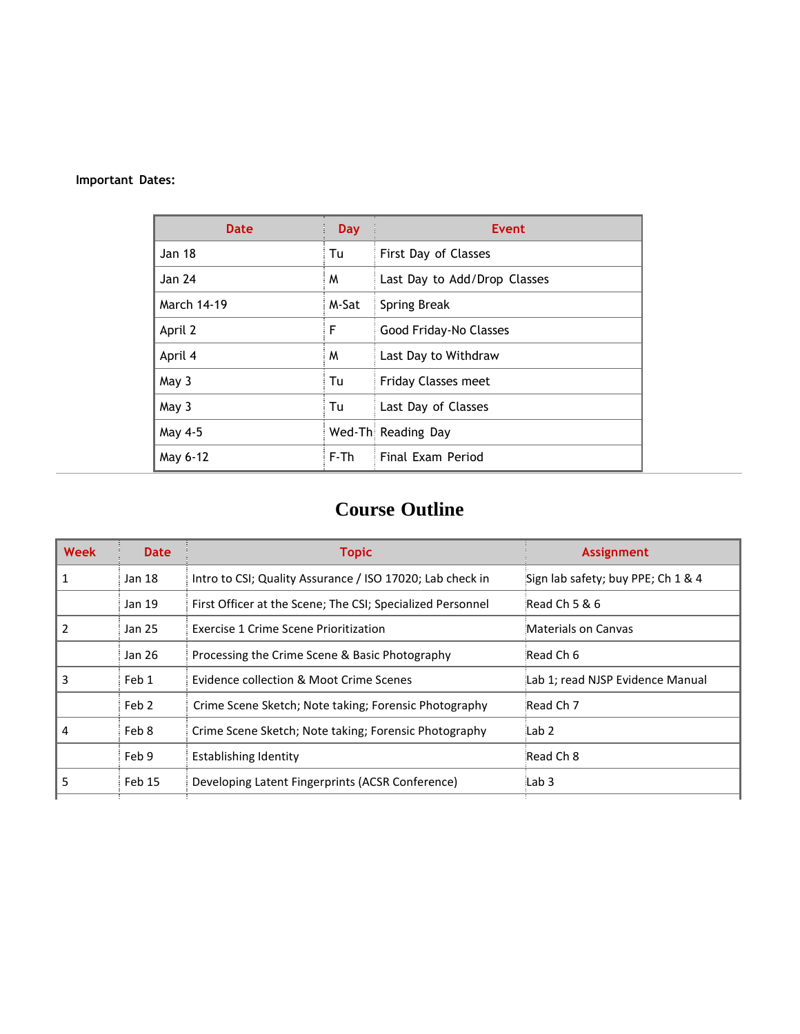**Important Dates:**

| Date | Day | Event |
| --- | --- | --- |
| Jan 18 | Tu | First Day of Classes |
| Jan 24 | M | Last Day to Add/Drop Classes |
| March 14-19 | M-Sat | Spring Break |
| April 2 | F | Good Friday-No Classes |
| April 4 | M | Last Day to Withdraw |
| May 3 | Tu | Friday Classes meet |
| May 3 | Tu | Last Day of Classes |
| May 4-5 | Wed-Th | Reading Day |
| May 6-12 | F-Th | Final Exam Period |

# Course Outline

| Week | Date | Topic | Assignment |
| --- | --- | --- | --- |
| 1 | Jan 18 | Intro to CSI; Quality Assurance / ISO 17020; Lab check in | Sign lab safety; buy PPE; Ch 1 & 4 |
| | Jan 19 | First Officer at the Scene; The CSI; Specialized Personnel | Read Ch 5 & 6 |
| 2 | Jan 25 | Exercise 1 Crime Scene Prioritization | Materials on Canvas |
| | Jan 26 | Processing the Crime Scene & Basic Photography | Read Ch 6 |
| 3 | Feb 1 | Evidence collection & Moot Crime Scenes | Lab 1; read NJSP Evidence Manual |
| | Feb 2 | Crime Scene Sketch; Note taking; Forensic Photography | Read Ch 7 |
| 4 | Feb 8 | Crime Scene Sketch; Note taking; Forensic Photography | Lab 2 |
| | Feb 9 | Establishing Identity | Read Ch 8 |
| 5 | Feb 15 | Developing Latent Fingerprints (ACSR Conference) | Lab 3 |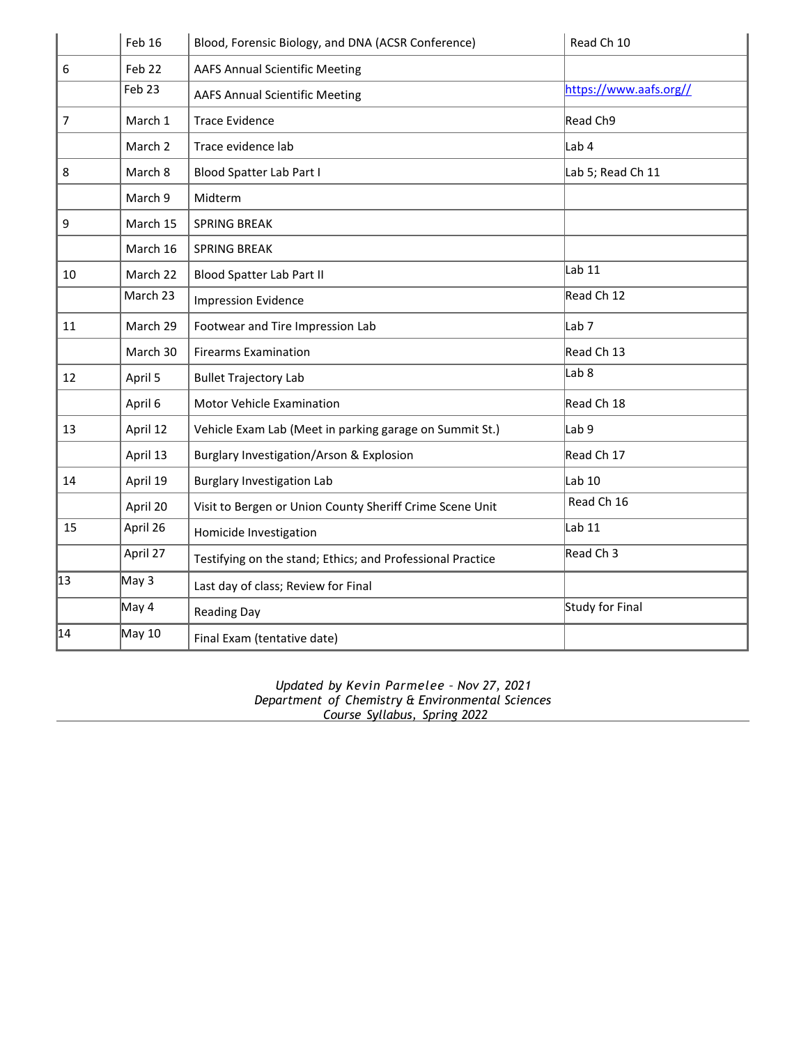| | | | |
|---|---|---|---|
| | Feb 16 | Blood, Forensic Biology, and DNA (ACSR Conference) | Read Ch 10 |
| 6 | Feb 22 | AAFS Annual Scientific Meeting | |
| | Feb 23 | AAFS Annual Scientific Meeting | https://www.aafs.org// |
| 7 | March 1 | Trace Evidence | Read Ch9 |
| | March 2 | Trace evidence lab | Lab 4 |
| 8 | March 8 | Blood Spatter Lab Part I | Lab 5; Read Ch 11 |
| | March 9 | Midterm | |
| 9 | March 15 | SPRING BREAK | |
| | March 16 | SPRING BREAK | |
| 10 | March 22 | Blood Spatter Lab Part II | Lab 11 |
| | March 23 | Impression Evidence | Read Ch 12 |
| 11 | March 29 | Footwear and Tire Impression Lab | Lab 7 |
| | March 30 | Firearms Examination | Read Ch 13 |
| 12 | April 5 | Bullet Trajectory Lab | Lab 8 |
| | April 6 | Motor Vehicle Examination | Read Ch 18 |
| 13 | April 12 | Vehicle Exam Lab (Meet in parking garage on Summit St.) | Lab 9 |
| | April 13 | Burglary Investigation/Arson & Explosion | Read Ch 17 |
| 14 | April 19 | Burglary Investigation Lab | Lab 10 |
| | April 20 | Visit to Bergen or Union County Sheriff Crime Scene Unit | Read Ch 16 |
| 15 | April 26 | Homicide Investigation | Lab 11 |
| | April 27 | Testifying on the stand; Ethics; and Professional Practice | Read Ch 3 |
| 13 | May 3 | Last day of class; Review for Final | |
| | May 4 | Reading Day | Study for Final |
| 14 | May 10 | Final Exam (tentative date) | |

*Updated by Kevin Parmelee - Nov 27, 2021*
*Department of Chemistry & Environmental Sciences*
*Course Syllabus, Spring 2022*